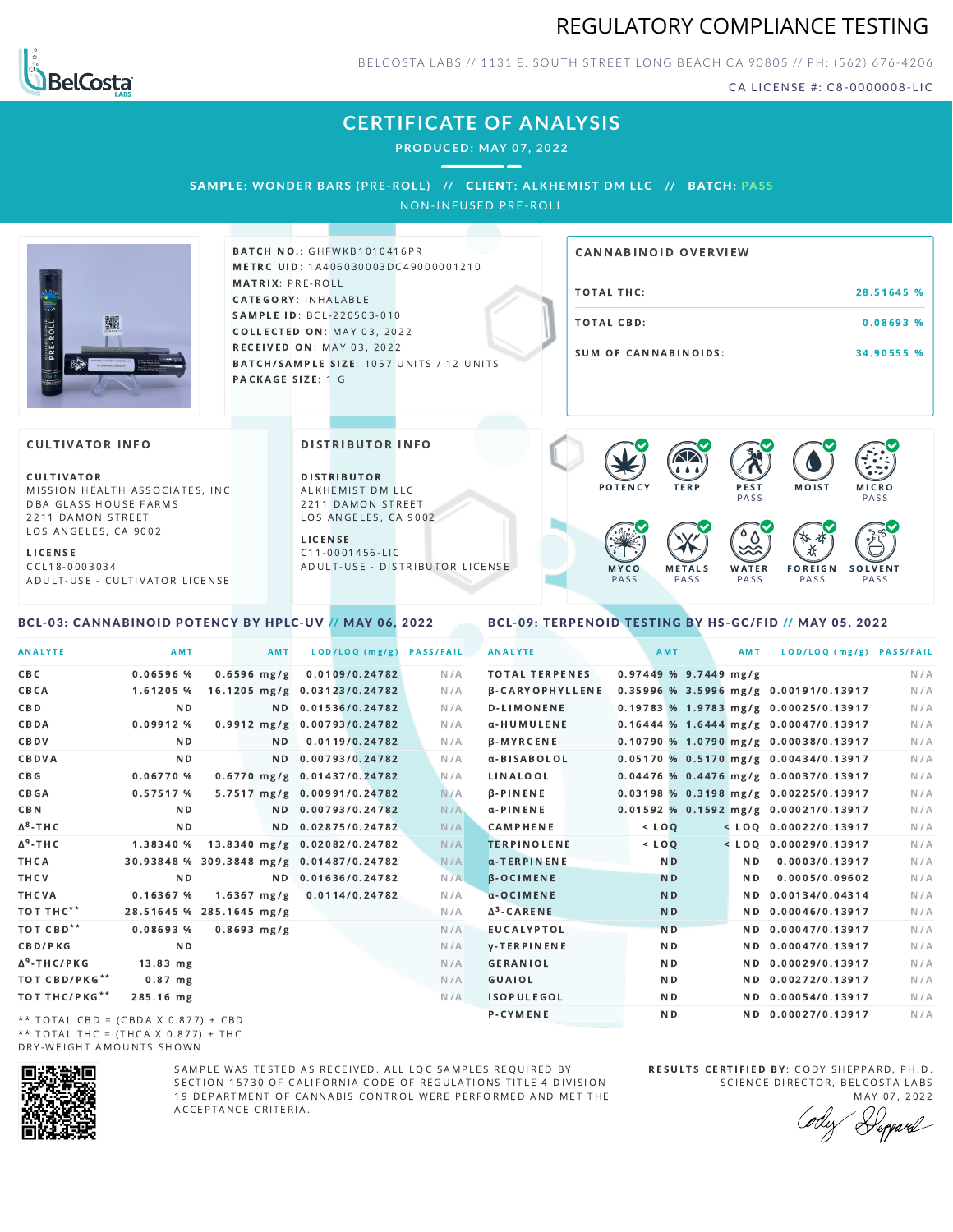# REGULATORY COMPLIANCE TESTING

BELCOSTA LABS // 1131 E. SOUTH STREET LONG BEACH CA 90805 // PH: (562) 676-4206

CA LICENSE #: C8-0000008-LIC

## CERTIFICATE OF ANALYSIS

**PRODUCED: MAY 07, 2022**

**SAMPLE:** WONDER BARS (PRE-ROLL) // **CLIENT:** ALKHEMIST DM LLC // **BATCH:** PASS

NON-INFUSED PRE-ROLL

**BATCH NO.:** GHFWKB1010416PR
**METRC UID:** 1A406030003DC49000001210
**MATRIX:** PRE-ROLL
**CATEGORY:** INHALABLE
**SAMPLE ID:** BCL-220503-010
**COLLECTED ON:** MAY 03, 2022
**RECEIVED ON:** MAY 03, 2022
**BATCH/SAMPLE SIZE:** 1057 UNITS / 12 UNITS
**PACKAGE SIZE:** 1 G

### CANNABINOID OVERVIEW

| | |
|---|---|
| TOTAL THC: | 28.51645 % |
| TOTAL CBD: | 0.08693 % |
| SUM OF CANNABINOIDS: | 34.90555 % |

### CULTIVATOR INFO

**CULTIVATOR**
MISSION HEALTH ASSOCIATES, INC.
DBA GLASS HOUSE FARMS
2211 DAMON STREET
LOS ANGELES, CA 9002

**LICENSE**
CCL18-0003034
ADULT-USE - CULTIVATOR LICENSE

### DISTRIBUTOR INFO

**DISTRIBUTOR**
ALKHEMIST DM LLC
2211 DAMON STREET
LOS ANGELES, CA 9002

**LICENSE**
C11-0001456-LIC
ADULT-USE - DISTRIBUTOR LICENSE

POTENCY | TERP | PEST PASS | MOIST | MICRO PASS | MYCO PASS | METALS PASS | WATER PASS | FOREIGN PASS | SOLVENT PASS

### BCL-03: CANNABINOID POTENCY BY HPLC-UV // MAY 06, 2022

| ANALYTE | AMT | AMT | LOD/LOQ (mg/g) | PASS/FAIL |
|---|---|---|---|---|
| CBC | 0.06596 % | 0.6596 mg/g | 0.0109/0.24782 | N/A |
| CBCA | 1.61205 % | 16.1205 mg/g | 0.03123/0.24782 | N/A |
| CBD | ND | ND | 0.01536/0.24782 | N/A |
| CBDA | 0.09912 % | 0.9912 mg/g | 0.00793/0.24782 | N/A |
| CBDV | ND | ND | 0.0119/0.24782 | N/A |
| CBDVA | ND | ND | 0.00793/0.24782 | N/A |
| CBG | 0.06770 % | 0.6770 mg/g | 0.01437/0.24782 | N/A |
| CBGA | 0.57517 % | 5.7517 mg/g | 0.00991/0.24782 | N/A |
| CBN | ND | ND | 0.00793/0.24782 | N/A |
| Δ⁸-THC | ND | ND | 0.02875/0.24782 | N/A |
| Δ⁹-THC | 1.38340 % | 13.8340 mg/g | 0.02082/0.24782 | N/A |
| THCA | 30.93848 % | 309.3848 mg/g | 0.01487/0.24782 | N/A |
| THCV | ND | ND | 0.01636/0.24782 | N/A |
| THCVA | 0.16367 % | 1.6367 mg/g | 0.0114/0.24782 | N/A |
| TOT THC** | 28.51645 % | 285.1645 mg/g | | N/A |
| TOT CBD** | 0.08693 % | 0.8693 mg/g | | N/A |
| CBD/PKG | ND | | | N/A |
| Δ⁹-THC/PKG | 13.83 mg | | | N/A |
| TOT CBD/PKG** | 0.87 mg | | | N/A |
| TOT THC/PKG** | 285.16 mg | | | N/A |

** TOTAL CBD = (CBDA X 0.877) + CBD
** TOTAL THC = (THCA X 0.877) + THC
DRY-WEIGHT AMOUNTS SHOWN

### BCL-09: TERPENOID TESTING BY HS-GC/FID // MAY 05, 2022

| ANALYTE | AMT | AMT | LOD/LOQ (mg/g) | PASS/FAIL |
|---|---|---|---|---|
| TOTAL TERPENES | 0.97449 % | 9.7449 mg/g | | N/A |
| β-CARYOPHYLLENE | 0.35996 % | 3.5996 mg/g | 0.00191/0.13917 | N/A |
| D-LIMONENE | 0.19783 % | 1.9783 mg/g | 0.00025/0.13917 | N/A |
| α-HUMULENE | 0.16444 % | 1.6444 mg/g | 0.00047/0.13917 | N/A |
| β-MYRCENE | 0.10790 % | 1.0790 mg/g | 0.00038/0.13917 | N/A |
| α-BISABOLOL | 0.05170 % | 0.5170 mg/g | 0.00434/0.13917 | N/A |
| LINALOOL | 0.04476 % | 0.4476 mg/g | 0.00037/0.13917 | N/A |
| β-PINENE | 0.03198 % | 0.3198 mg/g | 0.00225/0.13917 | N/A |
| α-PINENE | 0.01592 % | 0.1592 mg/g | 0.00021/0.13917 | N/A |
| CAMPHENE | < LOQ | < LOQ | 0.00022/0.13917 | N/A |
| TERPINOLENE | < LOQ | < LOQ | 0.00029/0.13917 | N/A |
| α-TERPINENE | ND | ND | 0.0003/0.13917 | N/A |
| β-OCIMENE | ND | ND | 0.0005/0.09602 | N/A |
| α-OCIMENE | ND | ND | 0.00134/0.04314 | N/A |
| Δ³-CARENE | ND | ND | 0.00046/0.13917 | N/A |
| EUCALYPTOL | ND | ND | 0.00047/0.13917 | N/A |
| γ-TERPINENE | ND | ND | 0.00047/0.13917 | N/A |
| GERANIOL | ND | ND | 0.00029/0.13917 | N/A |
| GUAIOL | ND | ND | 0.00272/0.13917 | N/A |
| ISOPULEGOL | ND | ND | 0.00054/0.13917 | N/A |
| P-CYMENE | ND | ND | 0.00027/0.13917 | N/A |

SAMPLE WAS TESTED AS RECEIVED. ALL LQC SAMPLES REQUIRED BY SECTION 15730 OF CALIFORNIA CODE OF REGULATIONS TITLE 4 DIVISION 19 DEPARTMENT OF CANNABIS CONTROL WERE PERFORMED AND MET THE ACCEPTANCE CRITERIA.

**RESULTS CERTIFIED BY:** CODY SHEPPARD, PH.D.
SCIENCE DIRECTOR, BELCOSTA LABS
MAY 07, 2022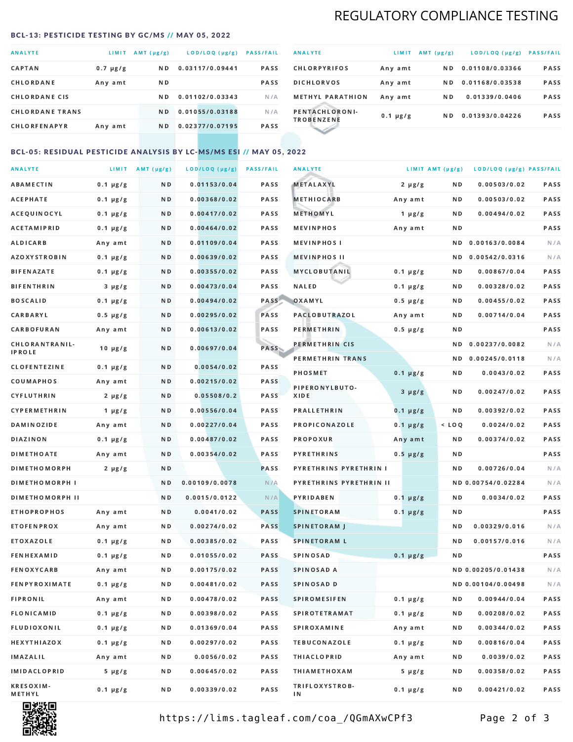# REGULATORY COMPLIANCE TESTING

## BCL-13: PESTICIDE TESTING BY GC/MS // MAY 05, 2022

| ANALYTE | LIMIT | AMT (µg/g) | LOD/LOQ (µg/g) | PASS/FAIL |
|---|---|---|---|---|
| CAPTAN | 0.7 µg/g | ND | 0.03117/0.09441 | PASS |
| CHLORDANE | Any amt | ND | | PASS |
| CHLORDANE CIS | | ND | 0.01102/0.03343 | N/A |
| CHLORDANE TRANS | | ND | 0.01055/0.03188 | N/A |
| CHLORFENAPYR | Any amt | ND | 0.02377/0.07195 | PASS |
| CHLORPYRIFOS | Any amt | ND | 0.01108/0.03366 | PASS |
| DICHLORVOS | Any amt | ND | 0.01168/0.03538 | PASS |
| METHYL PARATHION | Any amt | ND | 0.01339/0.0406 | PASS |
| PENTACHLORONITROBENZENE | 0.1 µg/g | ND | 0.01393/0.04226 | PASS |

## BCL-05: RESIDUAL PESTICIDE ANALYSIS BY LC-MS/MS ESI // MAY 05, 2022

| ANALYTE | LIMIT | AMT (µg/g) | LOD/LOQ (µg/g) | PASS/FAIL |
|---|---|---|---|---|
| ABAMECTIN | 0.1 µg/g | ND | 0.01153/0.04 | PASS |
| ACEPHATE | 0.1 µg/g | ND | 0.00368/0.02 | PASS |
| ACEQUINOCYL | 0.1 µg/g | ND | 0.00417/0.02 | PASS |
| ACETAMIPRID | 0.1 µg/g | ND | 0.00464/0.02 | PASS |
| ALDICARB | Any amt | ND | 0.01109/0.04 | PASS |
| AZOXYSTROBIN | 0.1 µg/g | ND | 0.00639/0.02 | PASS |
| BIFENAZATE | 0.1 µg/g | ND | 0.00355/0.02 | PASS |
| BIFENTHRIN | 3 µg/g | ND | 0.00473/0.04 | PASS |
| BOSCALID | 0.1 µg/g | ND | 0.00494/0.02 | PASS |
| CARBARYL | 0.5 µg/g | ND | 0.00295/0.02 | PASS |
| CARBOFURAN | Any amt | ND | 0.00613/0.02 | PASS |
| CHLORANTRANILIPROLE | 10 µg/g | ND | 0.00697/0.04 | PASS |
| CLOFENTEZINE | 0.1 µg/g | ND | 0.0054/0.02 | PASS |
| COUMAPHOS | Any amt | ND | 0.00215/0.02 | PASS |
| CYFLUTHRIN | 2 µg/g | ND | 0.05508/0.2 | PASS |
| CYPERMETHRIN | 1 µg/g | ND | 0.00556/0.04 | PASS |
| DAMINOZIDE | Any amt | ND | 0.00227/0.04 | PASS |
| DIAZINON | 0.1 µg/g | ND | 0.00487/0.02 | PASS |
| DIMETHOATE | Any amt | ND | 0.00354/0.02 | PASS |
| DIMETHOMORPH | 2 µg/g | ND | | PASS |
| DIMETHOMORPH I | | ND | 0.00109/0.0078 | N/A |
| DIMETHOMORPH II | | ND | 0.0015/0.0122 | N/A |
| ETHOPROPHOS | Any amt | ND | 0.0041/0.02 | PASS |
| ETOFENPROX | Any amt | ND | 0.00274/0.02 | PASS |
| ETOXAZOLE | 0.1 µg/g | ND | 0.00385/0.02 | PASS |
| FENHEXAMID | 0.1 µg/g | ND | 0.01055/0.02 | PASS |
| FENOXYCARB | Any amt | ND | 0.00175/0.02 | PASS |
| FENPYROXIMATE | 0.1 µg/g | ND | 0.00481/0.02 | PASS |
| FIPRONIL | Any amt | ND | 0.00478/0.02 | PASS |
| FLONICAMID | 0.1 µg/g | ND | 0.00398/0.02 | PASS |
| FLUDIOXONIL | 0.1 µg/g | ND | 0.01369/0.04 | PASS |
| HEXYTHIAZOX | 0.1 µg/g | ND | 0.00297/0.02 | PASS |
| IMAZALIL | Any amt | ND | 0.0056/0.02 | PASS |
| IMIDACLOPRID | 5 µg/g | ND | 0.00645/0.02 | PASS |
| KRESOXIM-METHYL | 0.1 µg/g | ND | 0.00339/0.02 | PASS |
| METALAXYL | 2 µg/g | ND | 0.00503/0.02 | PASS |
| METHIOCARB | Any amt | ND | 0.00503/0.02 | PASS |
| METHOMYL | 1 µg/g | ND | 0.00494/0.02 | PASS |
| MEVINPHOS | Any amt | ND | | PASS |
| MEVINPHOS I | | ND | 0.00163/0.0084 | N/A |
| MEVINPHOS II | | ND | 0.00542/0.0316 | N/A |
| MYCLOBUTANIL | 0.1 µg/g | ND | 0.00867/0.04 | PASS |
| NALED | 0.1 µg/g | ND | 0.00328/0.02 | PASS |
| OXAMYL | 0.5 µg/g | ND | 0.00455/0.02 | PASS |
| PACLOBUTRAZOL | Any amt | ND | 0.00714/0.04 | PASS |
| PERMETHRIN | 0.5 µg/g | ND | | PASS |
| PERMETHRIN CIS | | ND | 0.00237/0.0082 | N/A |
| PERMETHRIN TRANS | | ND | 0.00245/0.0118 | N/A |
| PHOSMET | 0.1 µg/g | ND | 0.0043/0.02 | PASS |
| PIPERONYLBUTOXIDE | 3 µg/g | ND | 0.00247/0.02 | PASS |
| PRALLETHRIN | 0.1 µg/g | ND | 0.00392/0.02 | PASS |
| PROPICONAZOLE | 0.1 µg/g | < LOQ | 0.0024/0.02 | PASS |
| PROPOXUR | Any amt | ND | 0.00374/0.02 | PASS |
| PYRETHRINS | 0.5 µg/g | ND | | PASS |
| PYRETHRINS PYRETHRIN I | | ND | 0.00726/0.04 | N/A |
| PYRETHRINS PYRETHRIN II | | ND | 0.00754/0.02284 | N/A |
| PYRIDABEN | 0.1 µg/g | ND | 0.0034/0.02 | PASS |
| SPINETORAM | 0.1 µg/g | ND | | PASS |
| SPINETORAM J | | ND | 0.00329/0.016 | N/A |
| SPINETORAM L | | ND | 0.00157/0.016 | N/A |
| SPINOSAD | 0.1 µg/g | ND | | PASS |
| SPINOSAD A | | ND | 0.00205/0.01438 | N/A |
| SPINOSAD D | | ND | 0.00104/0.00498 | N/A |
| SPIROMESIFEN | 0.1 µg/g | ND | 0.00944/0.04 | PASS |
| SPIROTETRAMAT | 0.1 µg/g | ND | 0.00208/0.02 | PASS |
| SPIROXAMINE | Any amt | ND | 0.00344/0.02 | PASS |
| TEBUCONAZOLE | 0.1 µg/g | ND | 0.00816/0.04 | PASS |
| THIACLOPRID | Any amt | ND | 0.0039/0.02 | PASS |
| THIAMETHOXAM | 5 µg/g | ND | 0.00358/0.02 | PASS |
| TRIFLOXYSTROBIN | 0.1 µg/g | ND | 0.00421/0.02 | PASS |

https://lims.tagleaf.com/coa_/QGmAXwCPf3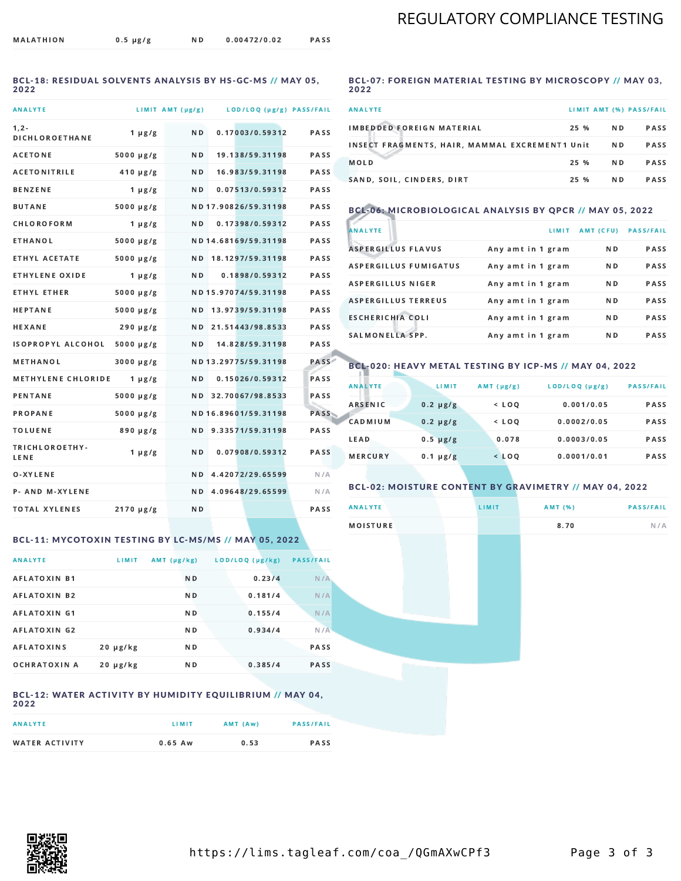| | | | | |
|---|---|---|---|---|
| MALATHION | 0.5 µg/g | ND | 0.00472/0.02 | PASS |

## BCL-18: RESIDUAL SOLVENTS ANALYSIS BY HS-GC-MS // MAY 05, 2022

| ANALYTE | LIMIT | AMT (µg/g) | LOD/LOQ (µg/g) | PASS/FAIL |
|---|---|---|---|---|
| 1,2-DICHLOROETHANE | 1 µg/g | ND | 0.17003/0.59312 | PASS |
| ACETONE | 5000 µg/g | ND | 19.138/59.31198 | PASS |
| ACETONITRILE | 410 µg/g | ND | 16.983/59.31198 | PASS |
| BENZENE | 1 µg/g | ND | 0.07513/0.59312 | PASS |
| BUTANE | 5000 µg/g | ND | 17.90826/59.31198 | PASS |
| CHLOROFORM | 1 µg/g | ND | 0.17398/0.59312 | PASS |
| ETHANOL | 5000 µg/g | ND | 14.68169/59.31198 | PASS |
| ETHYL ACETATE | 5000 µg/g | ND | 18.1297/59.31198 | PASS |
| ETHYLENE OXIDE | 1 µg/g | ND | 0.1898/0.59312 | PASS |
| ETHYL ETHER | 5000 µg/g | ND | 15.97074/59.31198 | PASS |
| HEPTANE | 5000 µg/g | ND | 13.9739/59.31198 | PASS |
| HEXANE | 290 µg/g | ND | 21.51443/98.8533 | PASS |
| ISOPROPYL ALCOHOL | 5000 µg/g | ND | 14.828/59.31198 | PASS |
| METHANOL | 3000 µg/g | ND | 13.29775/59.31198 | PASS |
| METHYLENE CHLORIDE | 1 µg/g | ND | 0.15026/0.59312 | PASS |
| PENTANE | 5000 µg/g | ND | 32.70067/98.8533 | PASS |
| PROPANE | 5000 µg/g | ND | 16.89601/59.31198 | PASS |
| TOLUENE | 890 µg/g | ND | 9.33571/59.31198 | PASS |
| TRICHLOROETHYLENE | 1 µg/g | ND | 0.07908/0.59312 | PASS |
| O-XYLENE | | ND | 4.42072/29.65599 | N/A |
| P- AND M-XYLENE | | ND | 4.09648/29.65599 | N/A |
| TOTAL XYLENES | 2170 µg/g | ND | | PASS |

## BCL-11: MYCOTOXIN TESTING BY LC-MS/MS // MAY 05, 2022

| ANALYTE | LIMIT | AMT (µg/kg) | LOD/LOQ (µg/kg) | PASS/FAIL |
|---|---|---|---|---|
| AFLATOXIN B1 | | ND | 0.23/4 | N/A |
| AFLATOXIN B2 | | ND | 0.181/4 | N/A |
| AFLATOXIN G1 | | ND | 0.155/4 | N/A |
| AFLATOXIN G2 | | ND | 0.934/4 | N/A |
| AFLATOXINS | 20 µg/kg | ND | | PASS |
| OCHRATOXIN A | 20 µg/kg | ND | 0.385/4 | PASS |

## BCL-12: WATER ACTIVITY BY HUMIDITY EQUILIBRIUM // MAY 04, 2022

| ANALYTE | LIMIT | AMT (Aw) | PASS/FAIL |
|---|---|---|---|
| WATER ACTIVITY | 0.65 Aw | 0.53 | PASS |

## BCL-07: FOREIGN MATERIAL TESTING BY MICROSCOPY // MAY 03, 2022

| ANALYTE | LIMIT | AMT (%) | PASS/FAIL |
|---|---|---|---|
| IMBEDDED FOREIGN MATERIAL | 25 % | ND | PASS |
| INSECT FRAGMENTS, HAIR, MAMMAL EXCREMENT | 1 Unit | ND | PASS |
| MOLD | 25 % | ND | PASS |
| SAND, SOIL, CINDERS, DIRT | 25 % | ND | PASS |

## BCL-06: MICROBIOLOGICAL ANALYSIS BY QPCR // MAY 05, 2022

| ANALYTE | LIMIT | AMT (CFU) | PASS/FAIL |
|---|---|---|---|
| ASPERGILLUS FLAVUS | Any amt in 1 gram | ND | PASS |
| ASPERGILLUS FUMIGATUS | Any amt in 1 gram | ND | PASS |
| ASPERGILLUS NIGER | Any amt in 1 gram | ND | PASS |
| ASPERGILLUS TERREUS | Any amt in 1 gram | ND | PASS |
| ESCHERICHIA COLI | Any amt in 1 gram | ND | PASS |
| SALMONELLA SPP. | Any amt in 1 gram | ND | PASS |

## BCL-020: HEAVY METAL TESTING BY ICP-MS // MAY 04, 2022

| ANALYTE | LIMIT | AMT (µg/g) | LOD/LOQ (µg/g) | PASS/FAIL |
|---|---|---|---|---|
| ARSENIC | 0.2 µg/g | < LOQ | 0.001/0.05 | PASS |
| CADMIUM | 0.2 µg/g | < LOQ | 0.0002/0.05 | PASS |
| LEAD | 0.5 µg/g | 0.078 | 0.0003/0.05 | PASS |
| MERCURY | 0.1 µg/g | < LOQ | 0.0001/0.01 | PASS |

## BCL-02: MOISTURE CONTENT BY GRAVIMETRY // MAY 04, 2022

| ANALYTE | LIMIT | AMT (%) | PASS/FAIL |
|---|---|---|---|
| MOISTURE | | 8.70 | N/A |

https://lims.tagleaf.com/coa_/QGmAXwCPf3